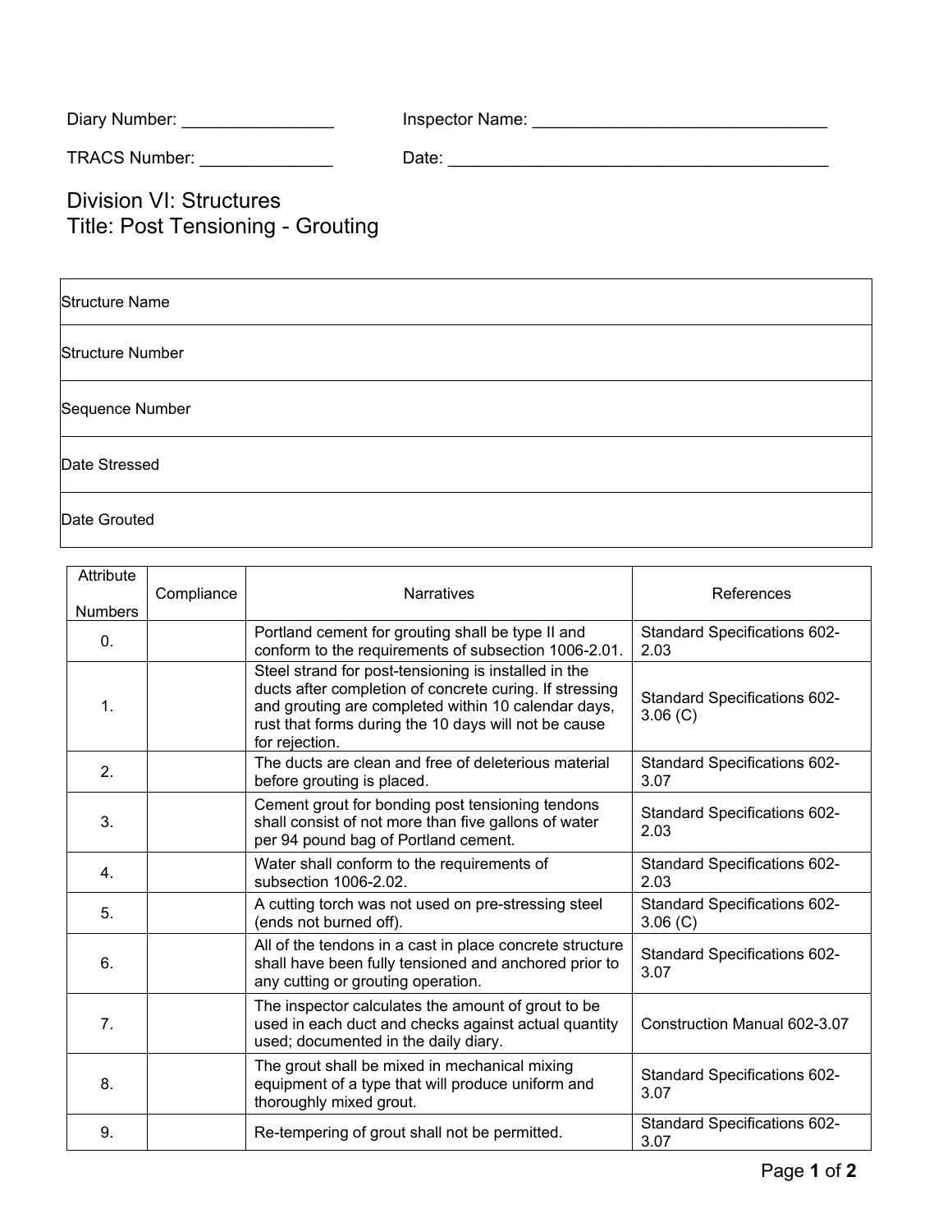Diary Number: ________________ Inspector Name: ________________________________

TRACS Number: ______________ Date: __________________________________________

# Division VI: Structures
# Title: Post Tensioning - Grouting

| Structure Name |
|---|
| Structure Number |
| Sequence Number |
| Date Stressed |
| Date Grouted |

| Attribute Numbers | Compliance | Narratives | References |
|---|---|---|---|
| 0. | | Portland cement for grouting shall be type II and conform to the requirements of subsection 1006-2.01. | Standard Specifications 602-2.03 |
| 1. | | Steel strand for post-tensioning is installed in the ducts after completion of concrete curing. If stressing and grouting are completed within 10 calendar days, rust that forms during the 10 days will not be cause for rejection. | Standard Specifications 602-3.06 (C) |
| 2. | | The ducts are clean and free of deleterious material before grouting is placed. | Standard Specifications 602-3.07 |
| 3. | | Cement grout for bonding post tensioning tendons shall consist of not more than five gallons of water per 94 pound bag of Portland cement. | Standard Specifications 602-2.03 |
| 4. | | Water shall conform to the requirements of subsection 1006-2.02. | Standard Specifications 602-2.03 |
| 5. | | A cutting torch was not used on pre-stressing steel (ends not burned off). | Standard Specifications 602-3.06 (C) |
| 6. | | All of the tendons in a cast in place concrete structure shall have been fully tensioned and anchored prior to any cutting or grouting operation. | Standard Specifications 602-3.07 |
| 7. | | The inspector calculates the amount of grout to be used in each duct and checks against actual quantity used; documented in the daily diary. | Construction Manual 602-3.07 |
| 8. | | The grout shall be mixed in mechanical mixing equipment of a type that will produce uniform and thoroughly mixed grout. | Standard Specifications 602-3.07 |
| 9. | | Re-tempering of grout shall not be permitted. | Standard Specifications 602-3.07 |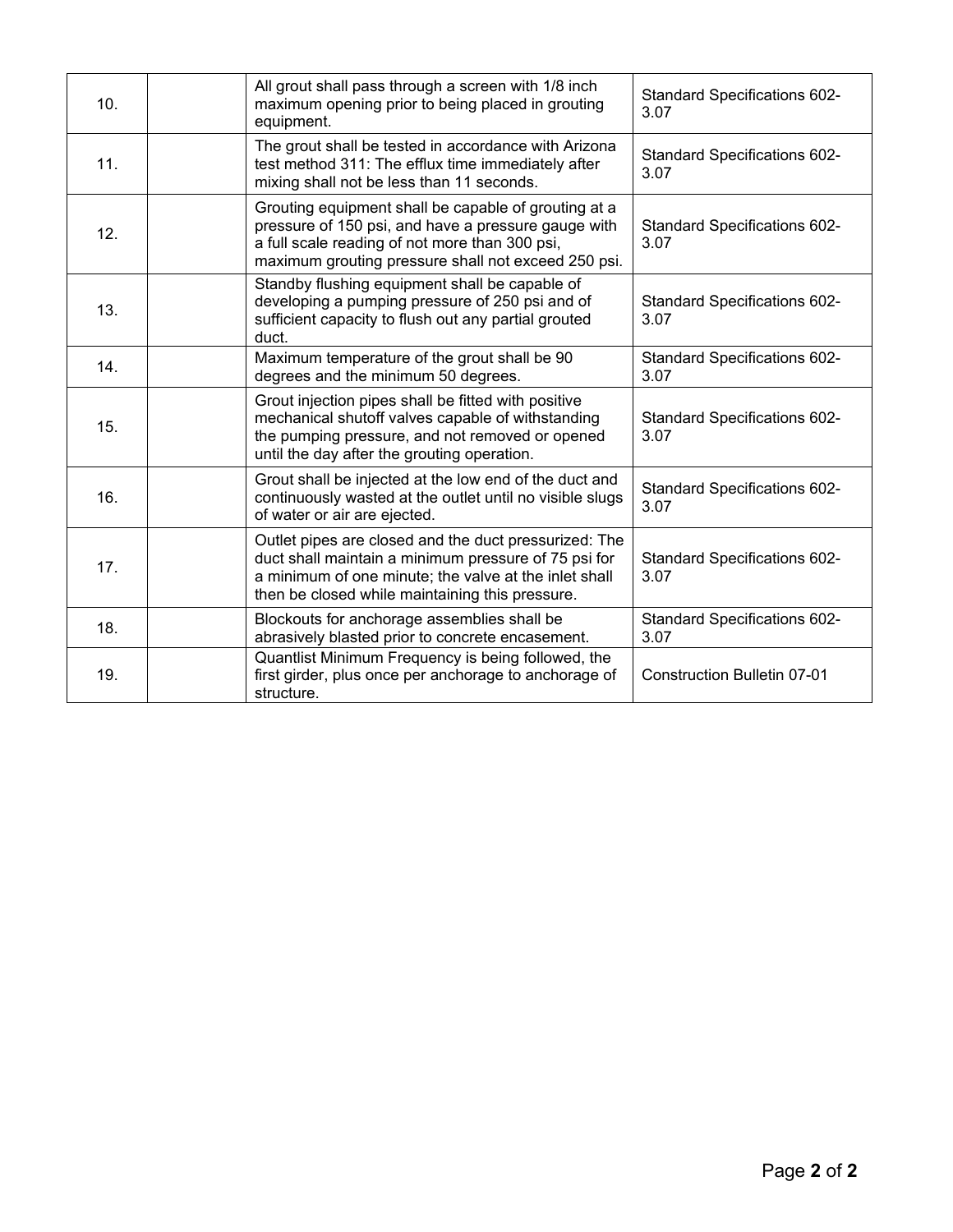| | | | |
|---|---|---|---|
| 10. | | All grout shall pass through a screen with 1/8 inch maximum opening prior to being placed in grouting equipment. | Standard Specifications 602-3.07 |
| 11. | | The grout shall be tested in accordance with Arizona test method 311: The efflux time immediately after mixing shall not be less than 11 seconds. | Standard Specifications 602-3.07 |
| 12. | | Grouting equipment shall be capable of grouting at a pressure of 150 psi, and have a pressure gauge with a full scale reading of not more than 300 psi, maximum grouting pressure shall not exceed 250 psi. | Standard Specifications 602-3.07 |
| 13. | | Standby flushing equipment shall be capable of developing a pumping pressure of 250 psi and of sufficient capacity to flush out any partial grouted duct. | Standard Specifications 602-3.07 |
| 14. | | Maximum temperature of the grout shall be 90 degrees and the minimum 50 degrees. | Standard Specifications 602-3.07 |
| 15. | | Grout injection pipes shall be fitted with positive mechanical shutoff valves capable of withstanding the pumping pressure, and not removed or opened until the day after the grouting operation. | Standard Specifications 602-3.07 |
| 16. | | Grout shall be injected at the low end of the duct and continuously wasted at the outlet until no visible slugs of water or air are ejected. | Standard Specifications 602-3.07 |
| 17. | | Outlet pipes are closed and the duct pressurized: The duct shall maintain a minimum pressure of 75 psi for a minimum of one minute; the valve at the inlet shall then be closed while maintaining this pressure. | Standard Specifications 602-3.07 |
| 18. | | Blockouts for anchorage assemblies shall be abrasively blasted prior to concrete encasement. | Standard Specifications 602-3.07 |
| 19. | | Quantlist Minimum Frequency is being followed, the first girder, plus once per anchorage to anchorage of structure. | Construction Bulletin 07-01 |